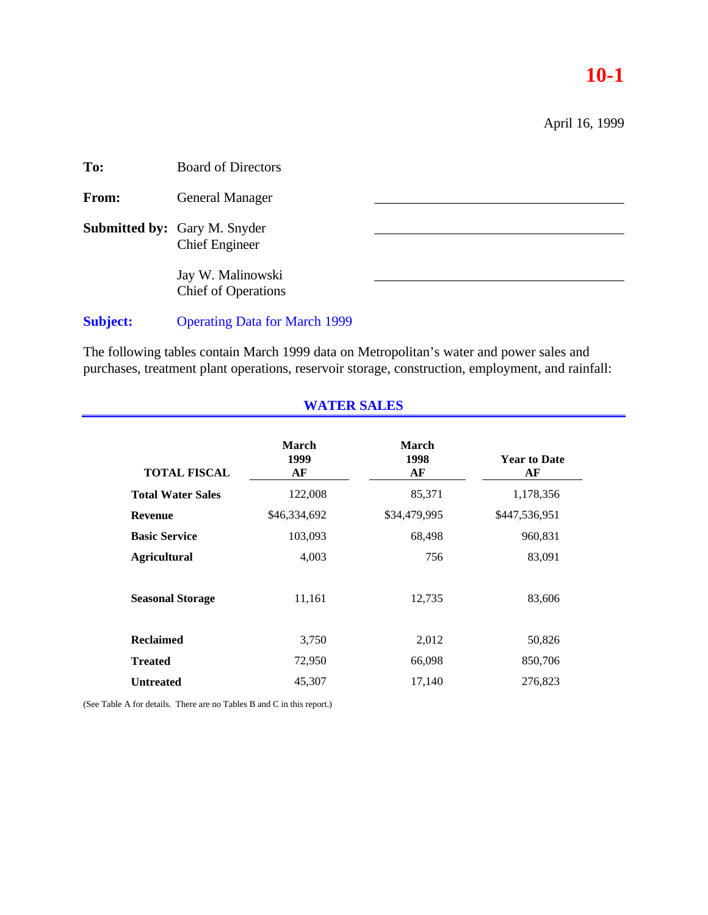**10-1**

April 16, 1999

**To:** Board of Directors

**From:** General Manager

**Submitted by:** Gary M. Snyder
Chief Engineer

Jay W. Malinowski
Chief of Operations

**Subject:** Operating Data for March 1999

The following tables contain March 1999 data on Metropolitan's water and power sales and purchases, treatment plant operations, reservoir storage, construction, employment, and rainfall:

## WATER SALES

| TOTAL FISCAL | March 1999 AF | March 1998 AF | Year to Date AF |
|---|---|---|---|
| **Total Water Sales** | 122,008 | 85,371 | 1,178,356 |
| **Revenue** | $46,334,692 | $34,479,995 | $447,536,951 |
| **Basic Service** | 103,093 | 68,498 | 960,831 |
| **Agricultural** | 4,003 | 756 | 83,091 |
| **Seasonal Storage** | 11,161 | 12,735 | 83,606 |
| **Reclaimed** | 3,750 | 2,012 | 50,826 |
| **Treated** | 72,950 | 66,098 | 850,706 |
| **Untreated** | 45,307 | 17,140 | 276,823 |

(See Table A for details. There are no Tables B and C in this report.)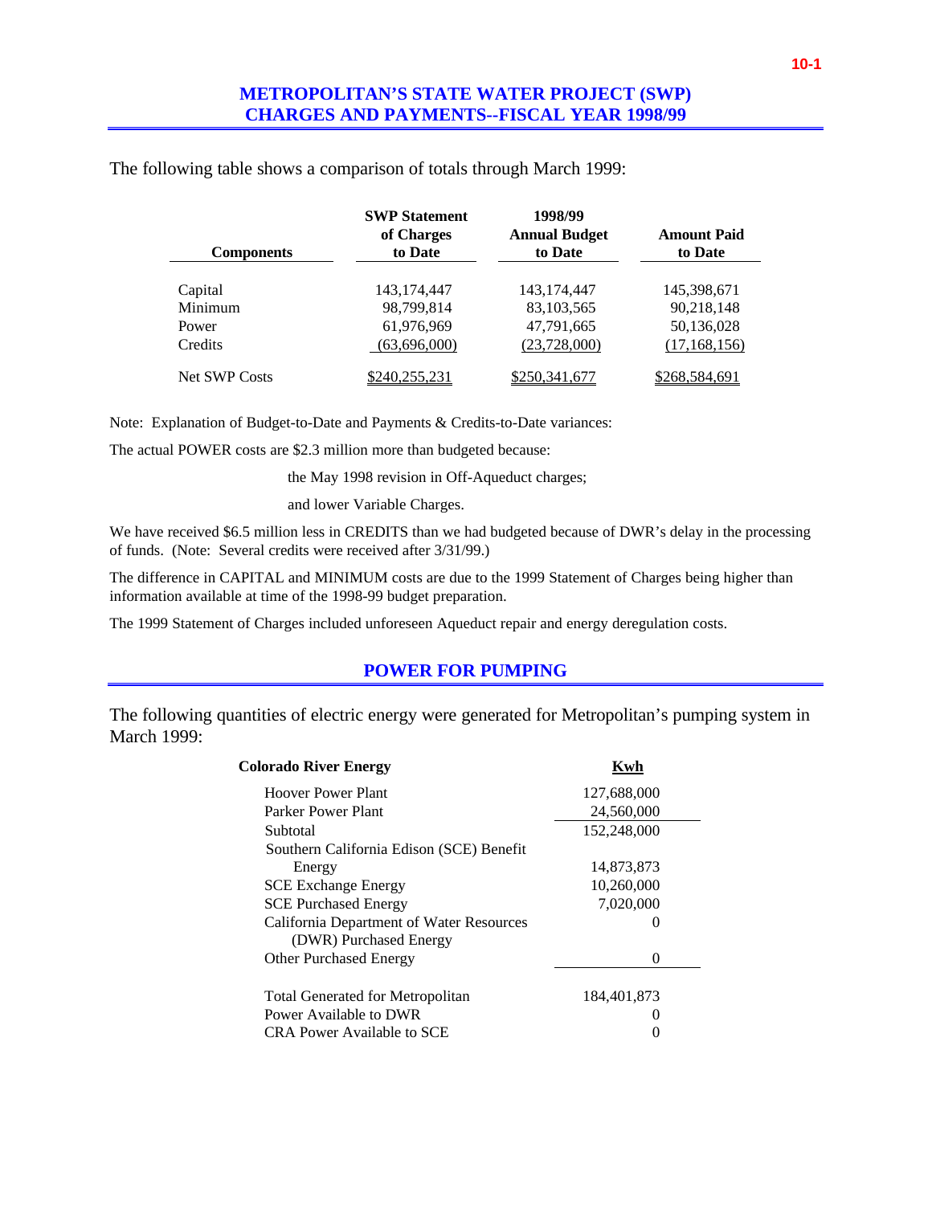## METROPOLITAN'S STATE WATER PROJECT (SWP) CHARGES AND PAYMENTS--FISCAL YEAR 1998/99

The following table shows a comparison of totals through March 1999:

| Components | SWP Statement of Charges to Date | 1998/99 Annual Budget to Date | Amount Paid to Date |
|---|---|---|---|
| Capital | 143,174,447 | 143,174,447 | 145,398,671 |
| Minimum | 98,799,814 | 83,103,565 | 90,218,148 |
| Power | 61,976,969 | 47,791,665 | 50,136,028 |
| Credits | (63,696,000) | (23,728,000) | (17,168,156) |
| Net SWP Costs | $240,255,231 | $250,341,677 | $268,584,691 |

Note: Explanation of Budget-to-Date and Payments & Credits-to-Date variances:

The actual POWER costs are $2.3 million more than budgeted because:

the May 1998 revision in Off-Aqueduct charges;

and lower Variable Charges.

We have received $6.5 million less in CREDITS than we had budgeted because of DWR's delay in the processing of funds. (Note: Several credits were received after 3/31/99.)

The difference in CAPITAL and MINIMUM costs are due to the 1999 Statement of Charges being higher than information available at time of the 1998-99 budget preparation.

The 1999 Statement of Charges included unforeseen Aqueduct repair and energy deregulation costs.

## POWER FOR PUMPING

The following quantities of electric energy were generated for Metropolitan's pumping system in March 1999:

| Colorado River Energy | Kwh |
|---|---|
| Hoover Power Plant | 127,688,000 |
| Parker Power Plant | 24,560,000 |
| Subtotal | 152,248,000 |
| Southern California Edison (SCE) Benefit Energy | 14,873,873 |
| SCE Exchange Energy | 10,260,000 |
| SCE Purchased Energy | 7,020,000 |
| California Department of Water Resources (DWR) Purchased Energy | 0 |
| Other Purchased Energy | 0 |
| Total Generated for Metropolitan | 184,401,873 |
| Power Available to DWR | 0 |
| CRA Power Available to SCE | 0 |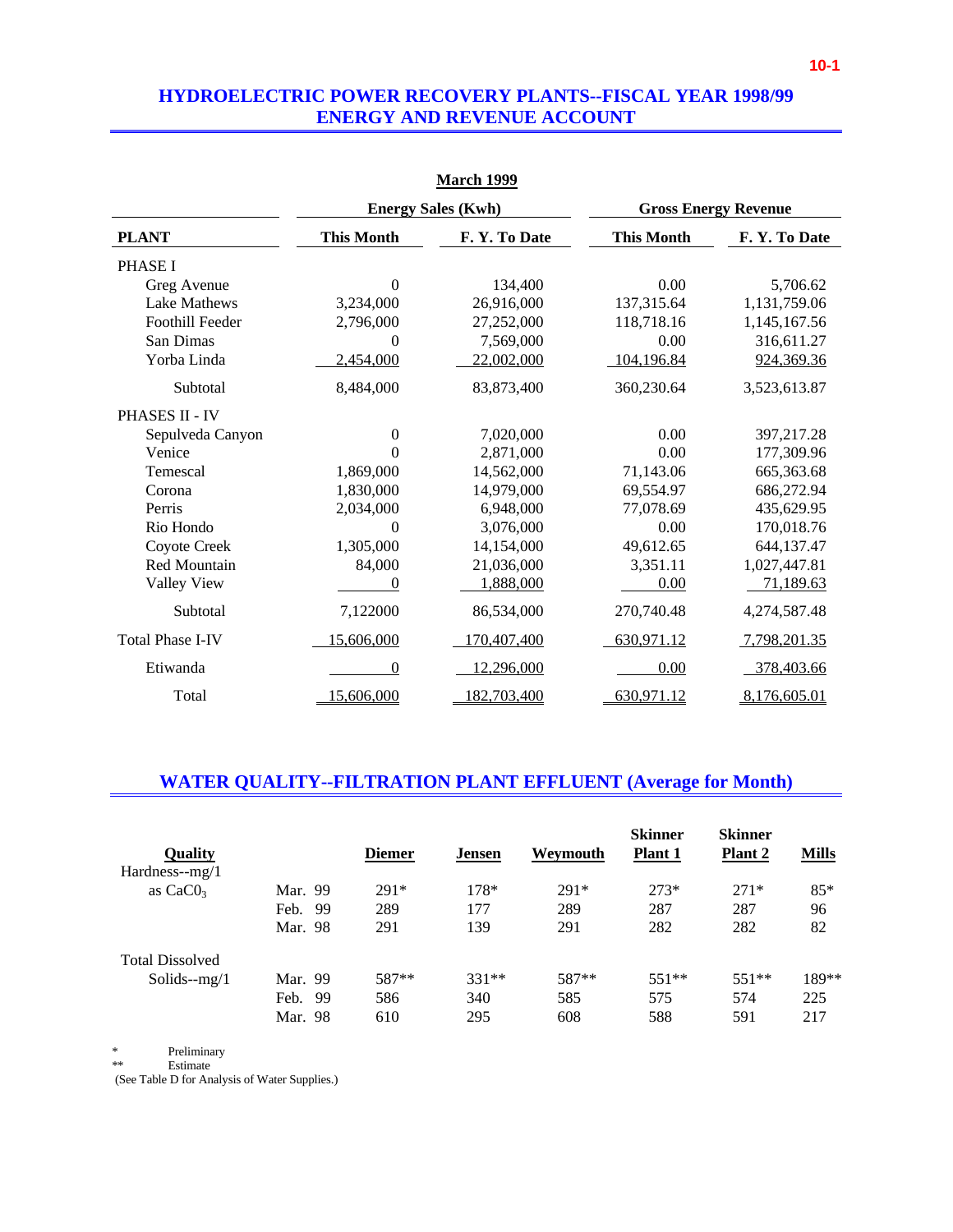# HYDROELECTRIC POWER RECOVERY PLANTS--FISCAL YEAR 1998/99
# ENERGY AND REVENUE ACCOUNT

**March 1999**

| | Energy Sales (Kwh) | | Gross Energy Revenue | |
|---|---|---|---|---|
| **PLANT** | **This Month** | **F. Y. To Date** | **This Month** | **F. Y. To Date** |
| PHASE I | | | | |
| Greg Avenue | 0 | 134,400 | 0.00 | 5,706.62 |
| Lake Mathews | 3,234,000 | 26,916,000 | 137,315.64 | 1,131,759.06 |
| Foothill Feeder | 2,796,000 | 27,252,000 | 118,718.16 | 1,145,167.56 |
| San Dimas | 0 | 7,569,000 | 0.00 | 316,611.27 |
| Yorba Linda | 2,454,000 | 22,002,000 | 104,196.84 | 924,369.36 |
| Subtotal | 8,484,000 | 83,873,400 | 360,230.64 | 3,523,613.87 |
| PHASES II - IV | | | | |
| Sepulveda Canyon | 0 | 7,020,000 | 0.00 | 397,217.28 |
| Venice | 0 | 2,871,000 | 0.00 | 177,309.96 |
| Temescal | 1,869,000 | 14,562,000 | 71,143.06 | 665,363.68 |
| Corona | 1,830,000 | 14,979,000 | 69,554.97 | 686,272.94 |
| Perris | 2,034,000 | 6,948,000 | 77,078.69 | 435,629.95 |
| Rio Hondo | 0 | 3,076,000 | 0.00 | 170,018.76 |
| Coyote Creek | 1,305,000 | 14,154,000 | 49,612.65 | 644,137.47 |
| Red Mountain | 84,000 | 21,036,000 | 3,351.11 | 1,027,447.81 |
| Valley View | 0 | 1,888,000 | 0.00 | 71,189.63 |
| Subtotal | 7,122000 | 86,534,000 | 270,740.48 | 4,274,587.48 |
| Total Phase I-IV | 15,606,000 | 170,407,400 | 630,971.12 | 7,798,201.35 |
| Etiwanda | 0 | 12,296,000 | 0.00 | 378,403.66 |
| Total | 15,606,000 | 182,703,400 | 630,971.12 | 8,176,605.01 |

# WATER QUALITY--FILTRATION PLANT EFFLUENT (Average for Month)

| Quality | | Diemer | Jensen | Weymouth | Skinner Plant 1 | Skinner Plant 2 | Mills |
|---|---|---|---|---|---|---|---|
| Hardness--mg/1 as $CaC0_3$ | Mar. 99 | 291* | 178* | 291* | 273* | 271* | 85* |
| | Feb. 99 | 289 | 177 | 289 | 287 | 287 | 96 |
| | Mar. 98 | 291 | 139 | 291 | 282 | 282 | 82 |
| Total Dissolved Solids--mg/1 | Mar. 99 | 587** | 331** | 587** | 551** | 551** | 189** |
| | Feb. 99 | 586 | 340 | 585 | 575 | 574 | 225 |
| | Mar. 98 | 610 | 295 | 608 | 588 | 591 | 217 |

\* Preliminary
\** Estimate
(See Table D for Analysis of Water Supplies.)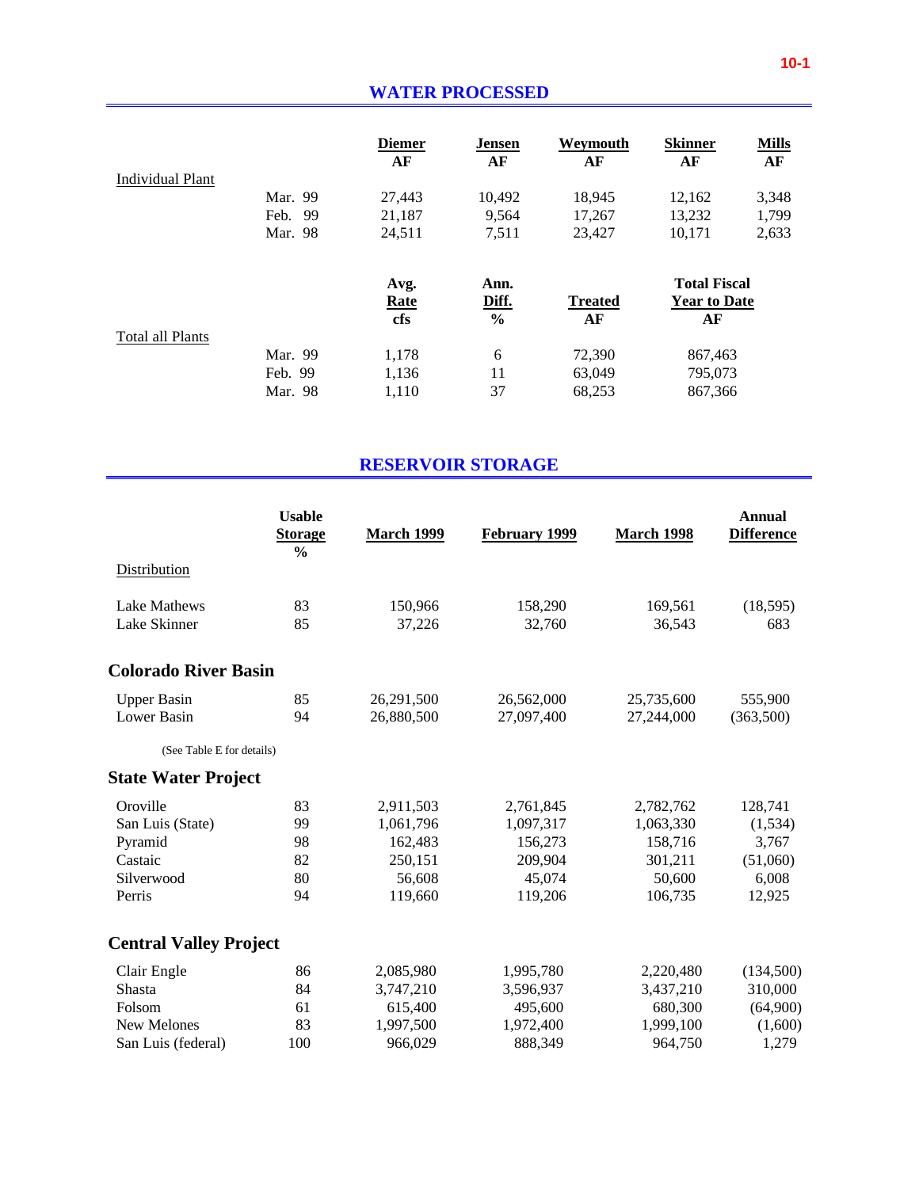## WATER PROCESSED

| Individual Plant | | Diemer AF | Jensen AF | Weymouth AF | Skinner AF | Mills AF |
|---|---|---|---|---|---|---|
| | Mar. 99 | 27,443 | 10,492 | 18,945 | 12,162 | 3,348 |
| | Feb. 99 | 21,187 | 9,564 | 17,267 | 13,232 | 1,799 |
| | Mar. 98 | 24,511 | 7,511 | 23,427 | 10,171 | 2,633 |

| Total all Plants | | Avg. Rate cfs | Ann. Diff. % | Treated AF | Total Fiscal Year to Date AF |
|---|---|---|---|---|---|
| | Mar. 99 | 1,178 | 6 | 72,390 | 867,463 |
| | Feb. 99 | 1,136 | 11 | 63,049 | 795,073 |
| | Mar. 98 | 1,110 | 37 | 68,253 | 867,366 |

## RESERVOIR STORAGE

| | Usable Storage % | March 1999 | February 1999 | March 1998 | Annual Difference |
|---|---|---|---|---|---|
| **Distribution** | | | | | |
| Lake Mathews | 83 | 150,966 | 158,290 | 169,561 | (18,595) |
| Lake Skinner | 85 | 37,226 | 32,760 | 36,543 | 683 |
| **Colorado River Basin** | | | | | |
| Upper Basin | 85 | 26,291,500 | 26,562,000 | 25,735,600 | 555,900 |
| Lower Basin | 94 | 26,880,500 | 27,097,400 | 27,244,000 | (363,500) |
| (See Table E for details) | | | | | |
| **State Water Project** | | | | | |
| Oroville | 83 | 2,911,503 | 2,761,845 | 2,782,762 | 128,741 |
| San Luis (State) | 99 | 1,061,796 | 1,097,317 | 1,063,330 | (1,534) |
| Pyramid | 98 | 162,483 | 156,273 | 158,716 | 3,767 |
| Castaic | 82 | 250,151 | 209,904 | 301,211 | (51,060) |
| Silverwood | 80 | 56,608 | 45,074 | 50,600 | 6,008 |
| Perris | 94 | 119,660 | 119,206 | 106,735 | 12,925 |
| **Central Valley Project** | | | | | |
| Clair Engle | 86 | 2,085,980 | 1,995,780 | 2,220,480 | (134,500) |
| Shasta | 84 | 3,747,210 | 3,596,937 | 3,437,210 | 310,000 |
| Folsom | 61 | 615,400 | 495,600 | 680,300 | (64,900) |
| New Melones | 83 | 1,997,500 | 1,972,400 | 1,999,100 | (1,600) |
| San Luis (federal) | 100 | 966,029 | 888,349 | 964,750 | 1,279 |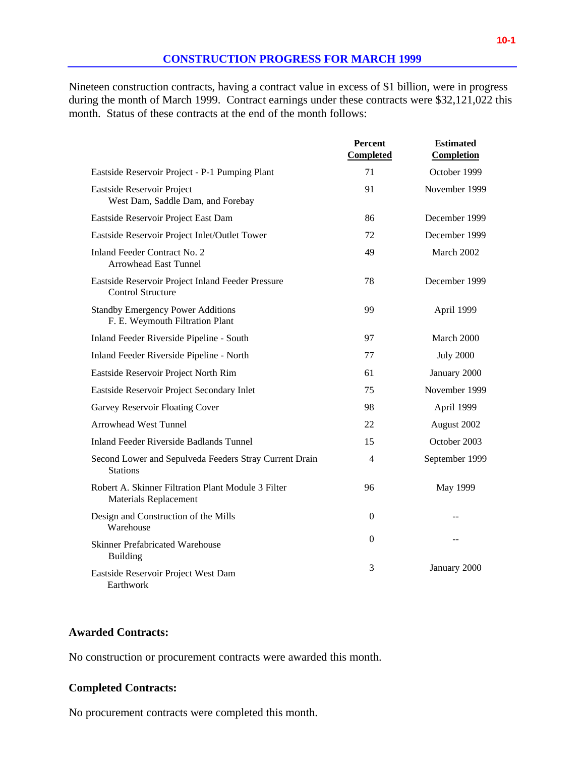## CONSTRUCTION PROGRESS FOR MARCH 1999

Nineteen construction contracts, having a contract value in excess of $1 billion, were in progress during the month of March 1999. Contract earnings under these contracts were $32,121,022 this month. Status of these contracts at the end of the month follows:

| | Percent Completed | Estimated Completion |
|---|---|---|
| Eastside Reservoir Project - P-1 Pumping Plant | 71 | October 1999 |
| Eastside Reservoir Project West Dam, Saddle Dam, and Forebay | 91 | November 1999 |
| Eastside Reservoir Project East Dam | 86 | December 1999 |
| Eastside Reservoir Project Inlet/Outlet Tower | 72 | December 1999 |
| Inland Feeder Contract No. 2 Arrowhead East Tunnel | 49 | March 2002 |
| Eastside Reservoir Project Inland Feeder Pressure Control Structure | 78 | December 1999 |
| Standby Emergency Power Additions F. E. Weymouth Filtration Plant | 99 | April 1999 |
| Inland Feeder Riverside Pipeline - South | 97 | March 2000 |
| Inland Feeder Riverside Pipeline - North | 77 | July 2000 |
| Eastside Reservoir Project North Rim | 61 | January 2000 |
| Eastside Reservoir Project Secondary Inlet | 75 | November 1999 |
| Garvey Reservoir Floating Cover | 98 | April 1999 |
| Arrowhead West Tunnel | 22 | August 2002 |
| Inland Feeder Riverside Badlands Tunnel | 15 | October 2003 |
| Second Lower and Sepulveda Feeders Stray Current Drain Stations | 4 | September 1999 |
| Robert A. Skinner Filtration Plant Module 3 Filter Materials Replacement | 96 | May 1999 |
| Design and Construction of the Mills Warehouse | 0 | -- |
| Skinner Prefabricated Warehouse Building | 0 | -- |
| Eastside Reservoir Project West Dam Earthwork | 3 | January 2000 |

### Awarded Contracts:

No construction or procurement contracts were awarded this month.

### Completed Contracts:

No procurement contracts were completed this month.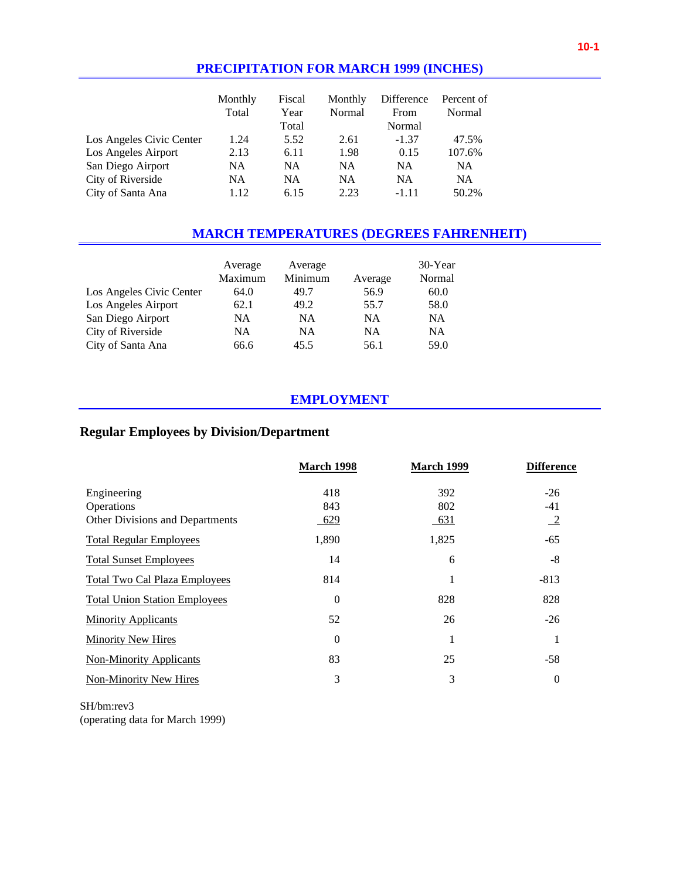## PRECIPITATION FOR MARCH 1999 (INCHES)

| | Monthly Total | Fiscal Year Total | Monthly Normal | Difference From Normal | Percent of Normal |
|---|---|---|---|---|---|
| Los Angeles Civic Center | 1.24 | 5.52 | 2.61 | -1.37 | 47.5% |
| Los Angeles Airport | 2.13 | 6.11 | 1.98 | 0.15 | 107.6% |
| San Diego Airport | NA | NA | NA | NA | NA |
| City of Riverside | NA | NA | NA | NA | NA |
| City of Santa Ana | 1.12 | 6.15 | 2.23 | -1.11 | 50.2% |

## MARCH TEMPERATURES (DEGREES FAHRENHEIT)

| | Average Maximum | Average Minimum | Average | 30-Year Normal |
|---|---|---|---|---|
| Los Angeles Civic Center | 64.0 | 49.7 | 56.9 | 60.0 |
| Los Angeles Airport | 62.1 | 49.2 | 55.7 | 58.0 |
| San Diego Airport | NA | NA | NA | NA |
| City of Riverside | NA | NA | NA | NA |
| City of Santa Ana | 66.6 | 45.5 | 56.1 | 59.0 |

## EMPLOYMENT

### Regular Employees by Division/Department

| | March 1998 | March 1999 | Difference |
|---|---|---|---|
| Engineering | 418 | 392 | -26 |
| Operations | 843 | 802 | -41 |
| Other Divisions and Departments | 629 | 631 | 2 |
| Total Regular Employees | 1,890 | 1,825 | -65 |
| Total Sunset Employees | 14 | 6 | -8 |
| Total Two Cal Plaza Employees | 814 | 1 | -813 |
| Total Union Station Employees | 0 | 828 | 828 |
| Minority Applicants | 52 | 26 | -26 |
| Minority New Hires | 0 | 1 | 1 |
| Non-Minority Applicants | 83 | 25 | -58 |
| Non-Minority New Hires | 3 | 3 | 0 |

SH/bm:rev3
(operating data for March 1999)